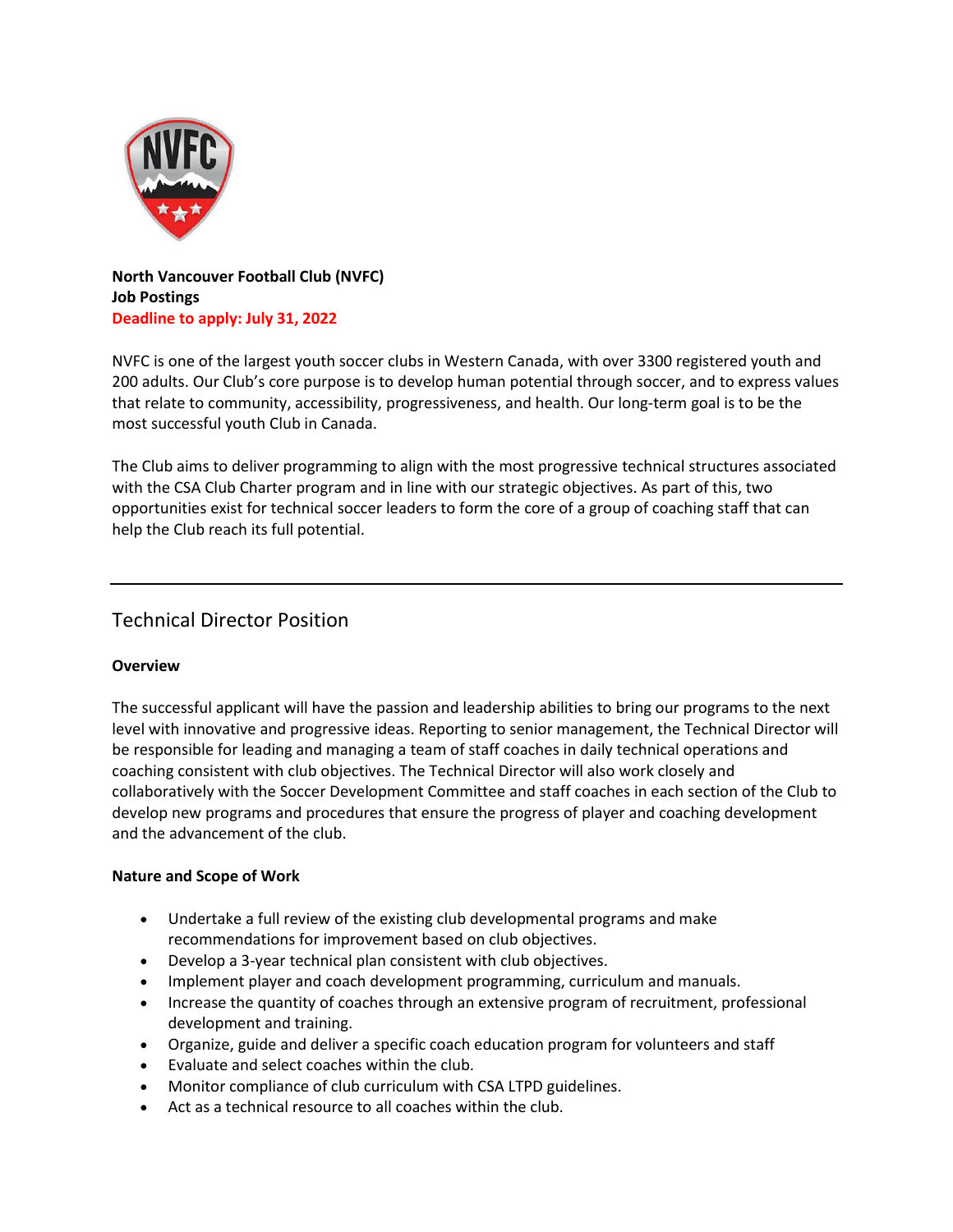**North Vancouver Football Club (NVFC)**
**Job Postings**
**Deadline to apply: July 31, 2022**

NVFC is one of the largest youth soccer clubs in Western Canada, with over 3300 registered youth and 200 adults. Our Club's core purpose is to develop human potential through soccer, and to express values that relate to community, accessibility, progressiveness, and health. Our long-term goal is to be the most successful youth Club in Canada.

The Club aims to deliver programming to align with the most progressive technical structures associated with the CSA Club Charter program and in line with our strategic objectives. As part of this, two opportunities exist for technical soccer leaders to form the core of a group of coaching staff that can help the Club reach its full potential.

---

## Technical Director Position

**Overview**

The successful applicant will have the passion and leadership abilities to bring our programs to the next level with innovative and progressive ideas. Reporting to senior management, the Technical Director will be responsible for leading and managing a team of staff coaches in daily technical operations and coaching consistent with club objectives. The Technical Director will also work closely and collaboratively with the Soccer Development Committee and staff coaches in each section of the Club to develop new programs and procedures that ensure the progress of player and coaching development and the advancement of the club.

**Nature and Scope of Work**

- Undertake a full review of the existing club developmental programs and make recommendations for improvement based on club objectives.
- Develop a 3-year technical plan consistent with club objectives.
- Implement player and coach development programming, curriculum and manuals.
- Increase the quantity of coaches through an extensive program of recruitment, professional development and training.
- Organize, guide and deliver a specific coach education program for volunteers and staff
- Evaluate and select coaches within the club.
- Monitor compliance of club curriculum with CSA LTPD guidelines.
- Act as a technical resource to all coaches within the club.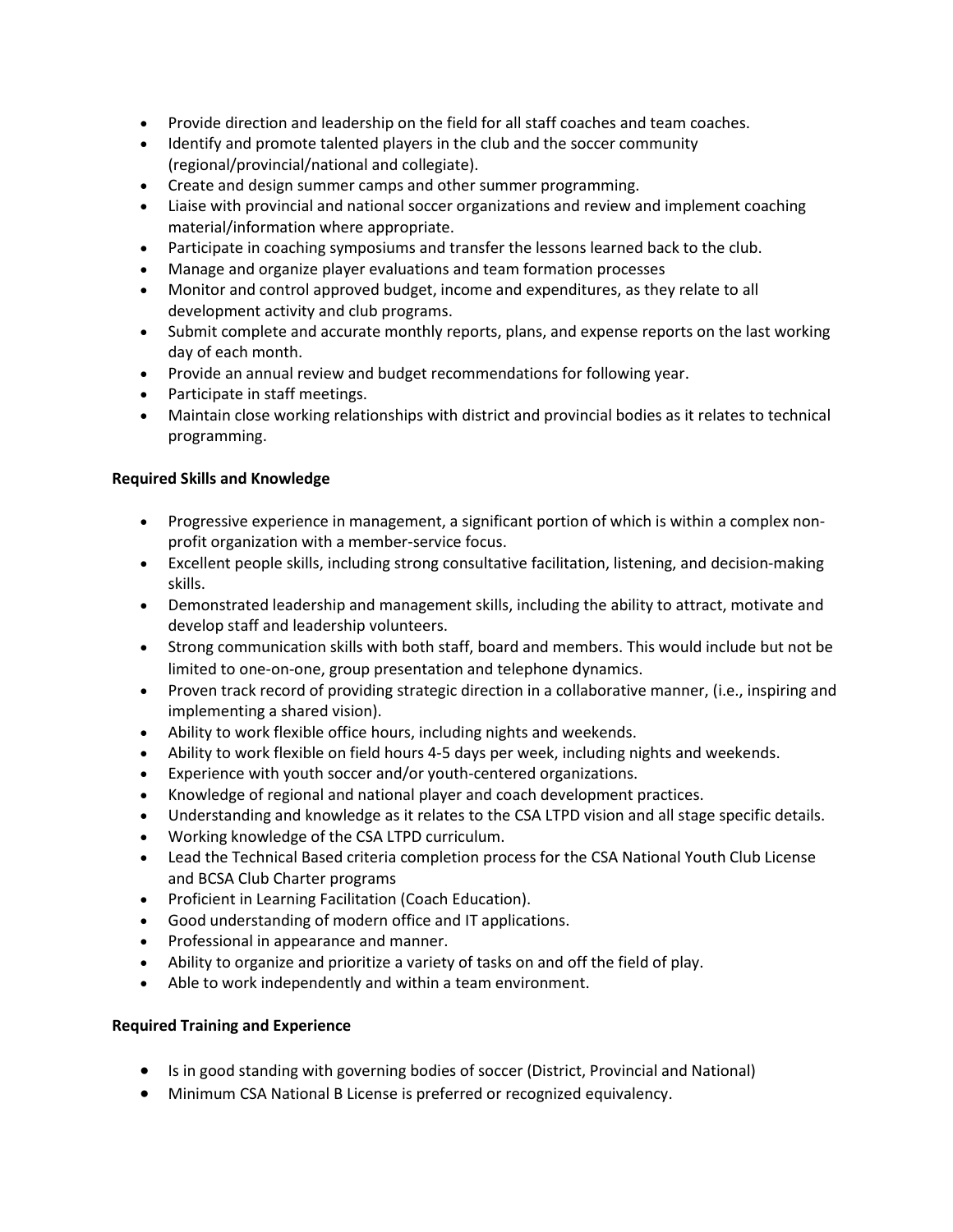- Provide direction and leadership on the field for all staff coaches and team coaches.
- Identify and promote talented players in the club and the soccer community (regional/provincial/national and collegiate).
- Create and design summer camps and other summer programming.
- Liaise with provincial and national soccer organizations and review and implement coaching material/information where appropriate.
- Participate in coaching symposiums and transfer the lessons learned back to the club.
- Manage and organize player evaluations and team formation processes
- Monitor and control approved budget, income and expenditures, as they relate to all development activity and club programs.
- Submit complete and accurate monthly reports, plans, and expense reports on the last working day of each month.
- Provide an annual review and budget recommendations for following year.
- Participate in staff meetings.
- Maintain close working relationships with district and provincial bodies as it relates to technical programming.

**Required Skills and Knowledge**

- Progressive experience in management, a significant portion of which is within a complex non-profit organization with a member-service focus.
- Excellent people skills, including strong consultative facilitation, listening, and decision-making skills.
- Demonstrated leadership and management skills, including the ability to attract, motivate and develop staff and leadership volunteers.
- Strong communication skills with both staff, board and members. This would include but not be limited to one-on-one, group presentation and telephone dynamics.
- Proven track record of providing strategic direction in a collaborative manner, (i.e., inspiring and implementing a shared vision).
- Ability to work flexible office hours, including nights and weekends.
- Ability to work flexible on field hours 4-5 days per week, including nights and weekends.
- Experience with youth soccer and/or youth-centered organizations.
- Knowledge of regional and national player and coach development practices.
- Understanding and knowledge as it relates to the CSA LTPD vision and all stage specific details.
- Working knowledge of the CSA LTPD curriculum.
- Lead the Technical Based criteria completion process for the CSA National Youth Club License and BCSA Club Charter programs
- Proficient in Learning Facilitation (Coach Education).
- Good understanding of modern office and IT applications.
- Professional in appearance and manner.
- Ability to organize and prioritize a variety of tasks on and off the field of play.
- Able to work independently and within a team environment.

**Required Training and Experience**

- Is in good standing with governing bodies of soccer (District, Provincial and National)
- Minimum CSA National B License is preferred or recognized equivalency.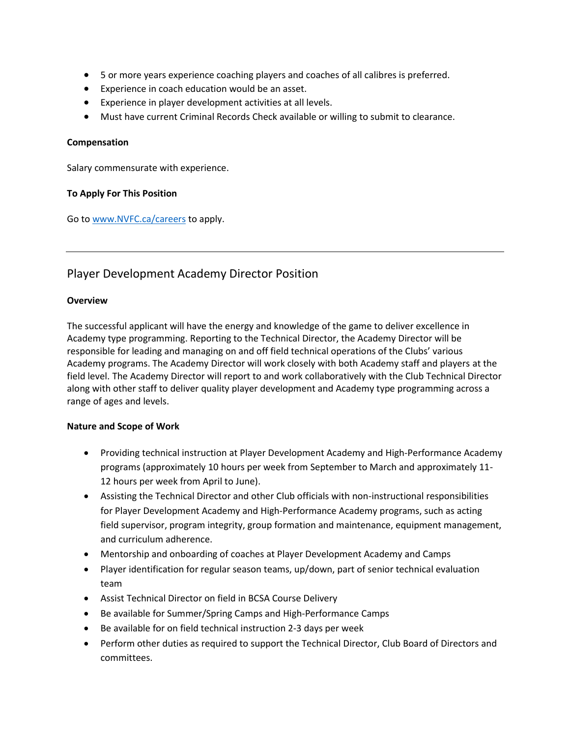- 5 or more years experience coaching players and coaches of all calibres is preferred.
- Experience in coach education would be an asset.
- Experience in player development activities at all levels.
- Must have current Criminal Records Check available or willing to submit to clearance.

**Compensation**

Salary commensurate with experience.

**To Apply For This Position**

Go to [www.NVFC.ca/careers](http://www.NVFC.ca/careers) to apply.

---

## Player Development Academy Director Position

**Overview**

The successful applicant will have the energy and knowledge of the game to deliver excellence in Academy type programming. Reporting to the Technical Director, the Academy Director will be responsible for leading and managing on and off field technical operations of the Clubs' various Academy programs. The Academy Director will work closely with both Academy staff and players at the field level. The Academy Director will report to and work collaboratively with the Club Technical Director along with other staff to deliver quality player development and Academy type programming across a range of ages and levels.

**Nature and Scope of Work**

- Providing technical instruction at Player Development Academy and High-Performance Academy programs (approximately 10 hours per week from September to March and approximately 11-12 hours per week from April to June).
- Assisting the Technical Director and other Club officials with non-instructional responsibilities for Player Development Academy and High-Performance Academy programs, such as acting field supervisor, program integrity, group formation and maintenance, equipment management, and curriculum adherence.
- Mentorship and onboarding of coaches at Player Development Academy and Camps
- Player identification for regular season teams, up/down, part of senior technical evaluation team
- Assist Technical Director on field in BCSA Course Delivery
- Be available for Summer/Spring Camps and High-Performance Camps
- Be available for on field technical instruction 2-3 days per week
- Perform other duties as required to support the Technical Director, Club Board of Directors and committees.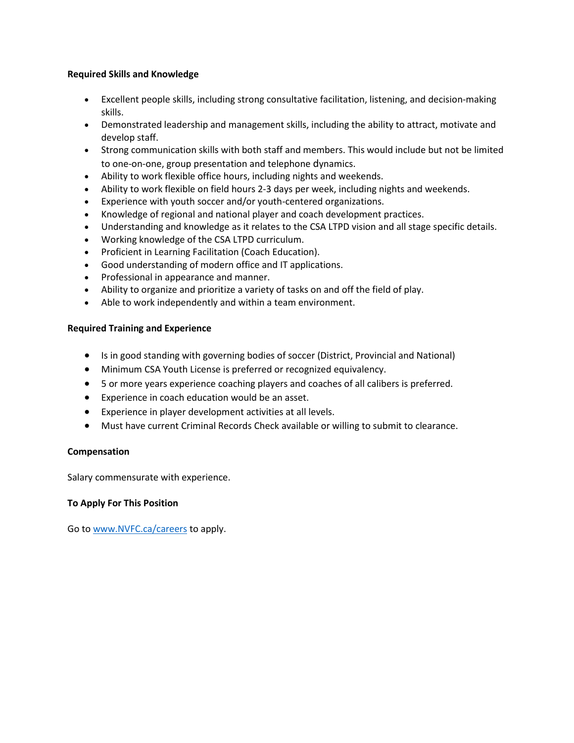**Required Skills and Knowledge**

- Excellent people skills, including strong consultative facilitation, listening, and decision-making skills.
- Demonstrated leadership and management skills, including the ability to attract, motivate and develop staff.
- Strong communication skills with both staff and members. This would include but not be limited to one-on-one, group presentation and telephone dynamics.
- Ability to work flexible office hours, including nights and weekends.
- Ability to work flexible on field hours 2-3 days per week, including nights and weekends.
- Experience with youth soccer and/or youth-centered organizations.
- Knowledge of regional and national player and coach development practices.
- Understanding and knowledge as it relates to the CSA LTPD vision and all stage specific details.
- Working knowledge of the CSA LTPD curriculum.
- Proficient in Learning Facilitation (Coach Education).
- Good understanding of modern office and IT applications.
- Professional in appearance and manner.
- Ability to organize and prioritize a variety of tasks on and off the field of play.
- Able to work independently and within a team environment.

**Required Training and Experience**

- Is in good standing with governing bodies of soccer (District, Provincial and National)
- Minimum CSA Youth License is preferred or recognized equivalency.
- 5 or more years experience coaching players and coaches of all calibers is preferred.
- Experience in coach education would be an asset.
- Experience in player development activities at all levels.
- Must have current Criminal Records Check available or willing to submit to clearance.

**Compensation**

Salary commensurate with experience.

**To Apply For This Position**

Go to [www.NVFC.ca/careers](http://www.NVFC.ca/careers) to apply.